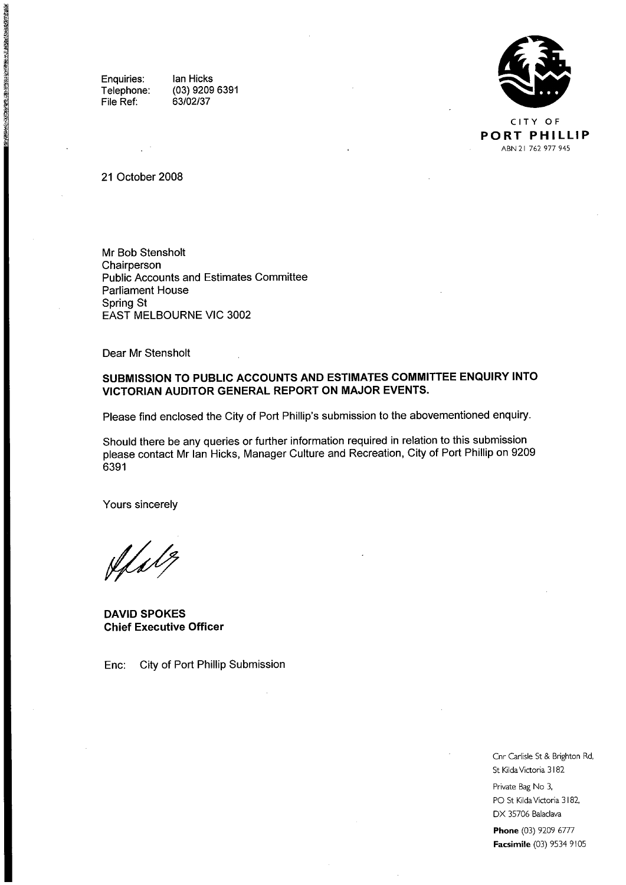Enquiries: Ian Hicks
Telephone: (03) 9209 6391
File Ref: 63/02/37

CITY OF
**PORT PHILLIP**
ABN 21 762 977 945

21 October 2008

Mr Bob Stensholt
Chairperson
Public Accounts and Estimates Committee
Parliament House
Spring St
EAST MELBOURNE VIC 3002

Dear Mr Stensholt

**SUBMISSION TO PUBLIC ACCOUNTS AND ESTIMATES COMMITTEE ENQUIRY INTO VICTORIAN AUDITOR GENERAL REPORT ON MAJOR EVENTS.**

Please find enclosed the City of Port Phillip's submission to the abovementioned enquiry.

Should there be any queries or further information required in relation to this submission please contact Mr Ian Hicks, Manager Culture and Recreation, City of Port Phillip on 9209 6391

Yours sincerely

**DAVID SPOKES**
**Chief Executive Officer**

Enc: City of Port Phillip Submission

Cnr Carlisle St & Brighton Rd,
St Kilda Victoria 3182

Private Bag No 3,
PO St Kilda Victoria 3182,
DX 35706 Balaclava

**Phone** (03) 9209 6777
**Facsimile** (03) 9534 9105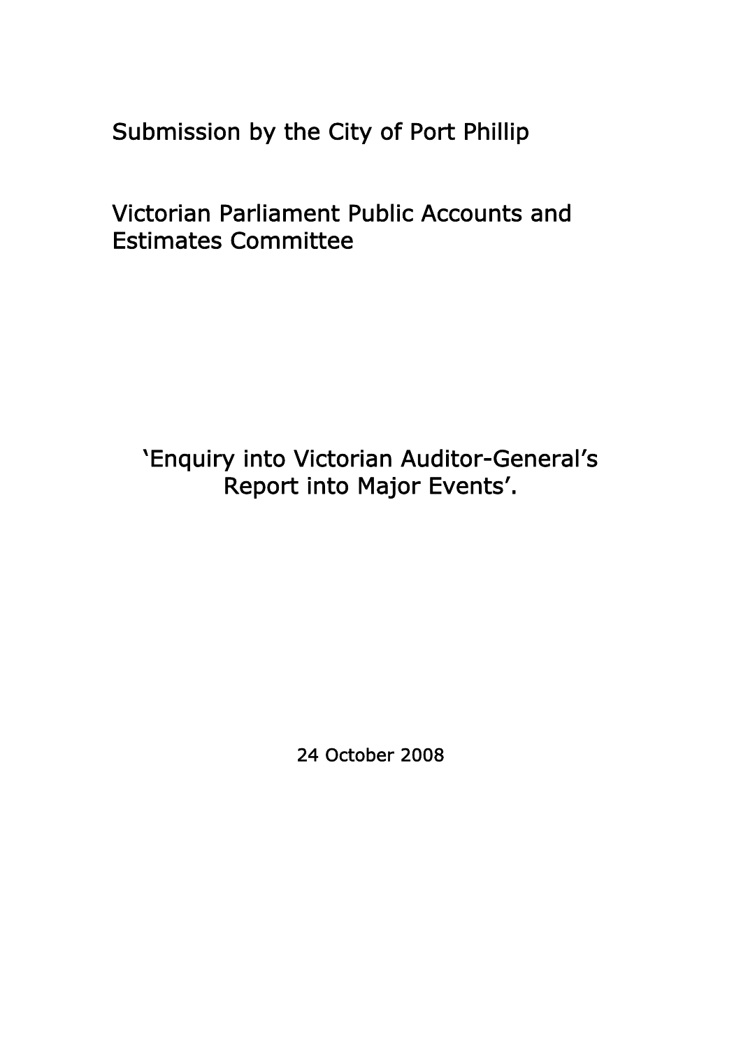Submission by the City of Port Phillip

Victorian Parliament Public Accounts and Estimates Committee

'Enquiry into Victorian Auditor-General's Report into Major Events'.

24 October 2008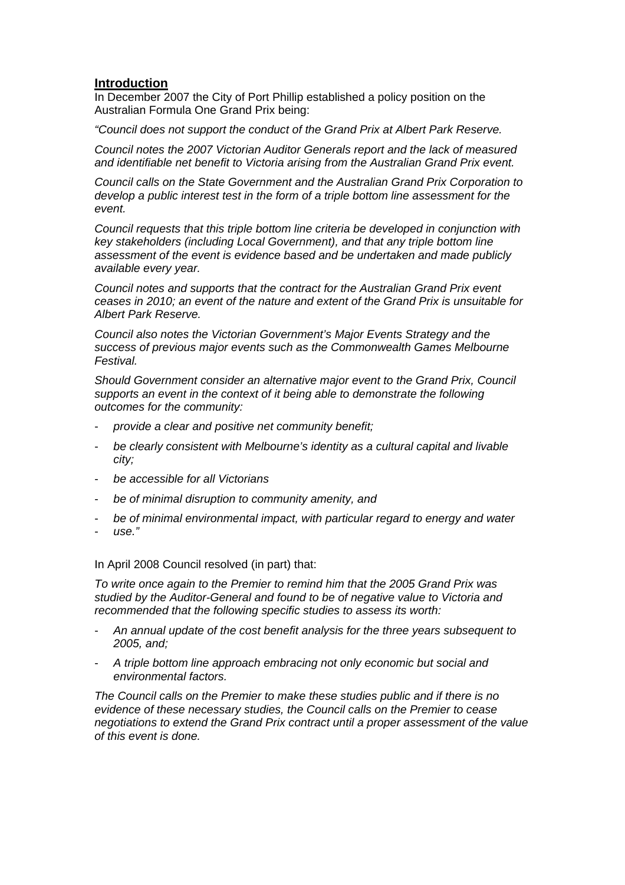## Introduction

In December 2007 the City of Port Phillip established a policy position on the Australian Formula One Grand Prix being:

*"Council does not support the conduct of the Grand Prix at Albert Park Reserve.*

*Council notes the 2007 Victorian Auditor Generals report and the lack of measured and identifiable net benefit to Victoria arising from the Australian Grand Prix event.*

*Council calls on the State Government and the Australian Grand Prix Corporation to develop a public interest test in the form of a triple bottom line assessment for the event.*

*Council requests that this triple bottom line criteria be developed in conjunction with key stakeholders (including Local Government), and that any triple bottom line assessment of the event is evidence based and be undertaken and made publicly available every year.*

*Council notes and supports that the contract for the Australian Grand Prix event ceases in 2010; an event of the nature and extent of the Grand Prix is unsuitable for Albert Park Reserve.*

*Council also notes the Victorian Government's Major Events Strategy and the success of previous major events such as the Commonwealth Games Melbourne Festival.*

*Should Government consider an alternative major event to the Grand Prix, Council supports an event in the context of it being able to demonstrate the following outcomes for the community:*

- *provide a clear and positive net community benefit;*
- *be clearly consistent with Melbourne's identity as a cultural capital and livable city;*
- *be accessible for all Victorians*
- *be of minimal disruption to community amenity, and*
- *be of minimal environmental impact, with particular regard to energy and water*
- *use."*

In April 2008 Council resolved (in part) that:

*To write once again to the Premier to remind him that the 2005 Grand Prix was studied by the Auditor-General and found to be of negative value to Victoria and recommended that the following specific studies to assess its worth:*

- *An annual update of the cost benefit analysis for the three years subsequent to 2005, and;*
- *A triple bottom line approach embracing not only economic but social and environmental factors.*

*The Council calls on the Premier to make these studies public and if there is no evidence of these necessary studies, the Council calls on the Premier to cease negotiations to extend the Grand Prix contract until a proper assessment of the value of this event is done.*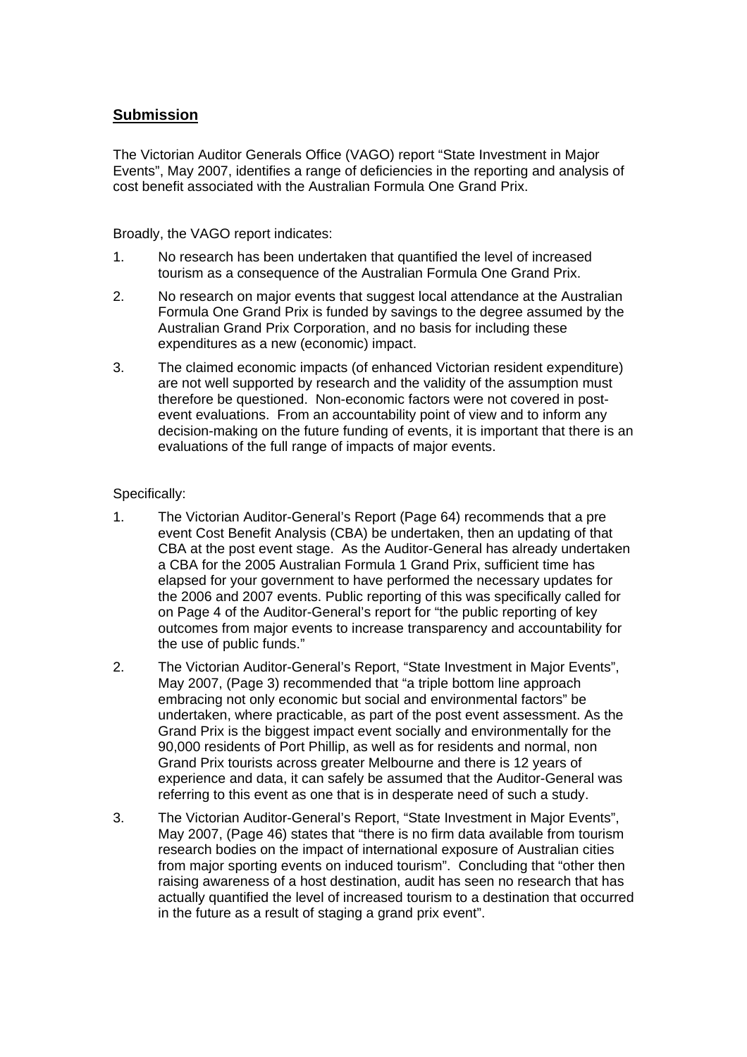## Submission

The Victorian Auditor Generals Office (VAGO) report "State Investment in Major Events", May 2007, identifies a range of deficiencies in the reporting and analysis of cost benefit associated with the Australian Formula One Grand Prix.

Broadly, the VAGO report indicates:

1. No research has been undertaken that quantified the level of increased tourism as a consequence of the Australian Formula One Grand Prix.
2. No research on major events that suggest local attendance at the Australian Formula One Grand Prix is funded by savings to the degree assumed by the Australian Grand Prix Corporation, and no basis for including these expenditures as a new (economic) impact.
3. The claimed economic impacts (of enhanced Victorian resident expenditure) are not well supported by research and the validity of the assumption must therefore be questioned. Non-economic factors were not covered in post-event evaluations. From an accountability point of view and to inform any decision-making on the future funding of events, it is important that there is an evaluations of the full range of impacts of major events.

Specifically:

1. The Victorian Auditor-General's Report (Page 64) recommends that a pre event Cost Benefit Analysis (CBA) be undertaken, then an updating of that CBA at the post event stage. As the Auditor-General has already undertaken a CBA for the 2005 Australian Formula 1 Grand Prix, sufficient time has elapsed for your government to have performed the necessary updates for the 2006 and 2007 events. Public reporting of this was specifically called for on Page 4 of the Auditor-General's report for "the public reporting of key outcomes from major events to increase transparency and accountability for the use of public funds."
2. The Victorian Auditor-General's Report, "State Investment in Major Events", May 2007, (Page 3) recommended that "a triple bottom line approach embracing not only economic but social and environmental factors" be undertaken, where practicable, as part of the post event assessment. As the Grand Prix is the biggest impact event socially and environmentally for the 90,000 residents of Port Phillip, as well as for residents and normal, non Grand Prix tourists across greater Melbourne and there is 12 years of experience and data, it can safely be assumed that the Auditor-General was referring to this event as one that is in desperate need of such a study.
3. The Victorian Auditor-General's Report, "State Investment in Major Events", May 2007, (Page 46) states that "there is no firm data available from tourism research bodies on the impact of international exposure of Australian cities from major sporting events on induced tourism". Concluding that "other then raising awareness of a host destination, audit has seen no research that has actually quantified the level of increased tourism to a destination that occurred in the future as a result of staging a grand prix event".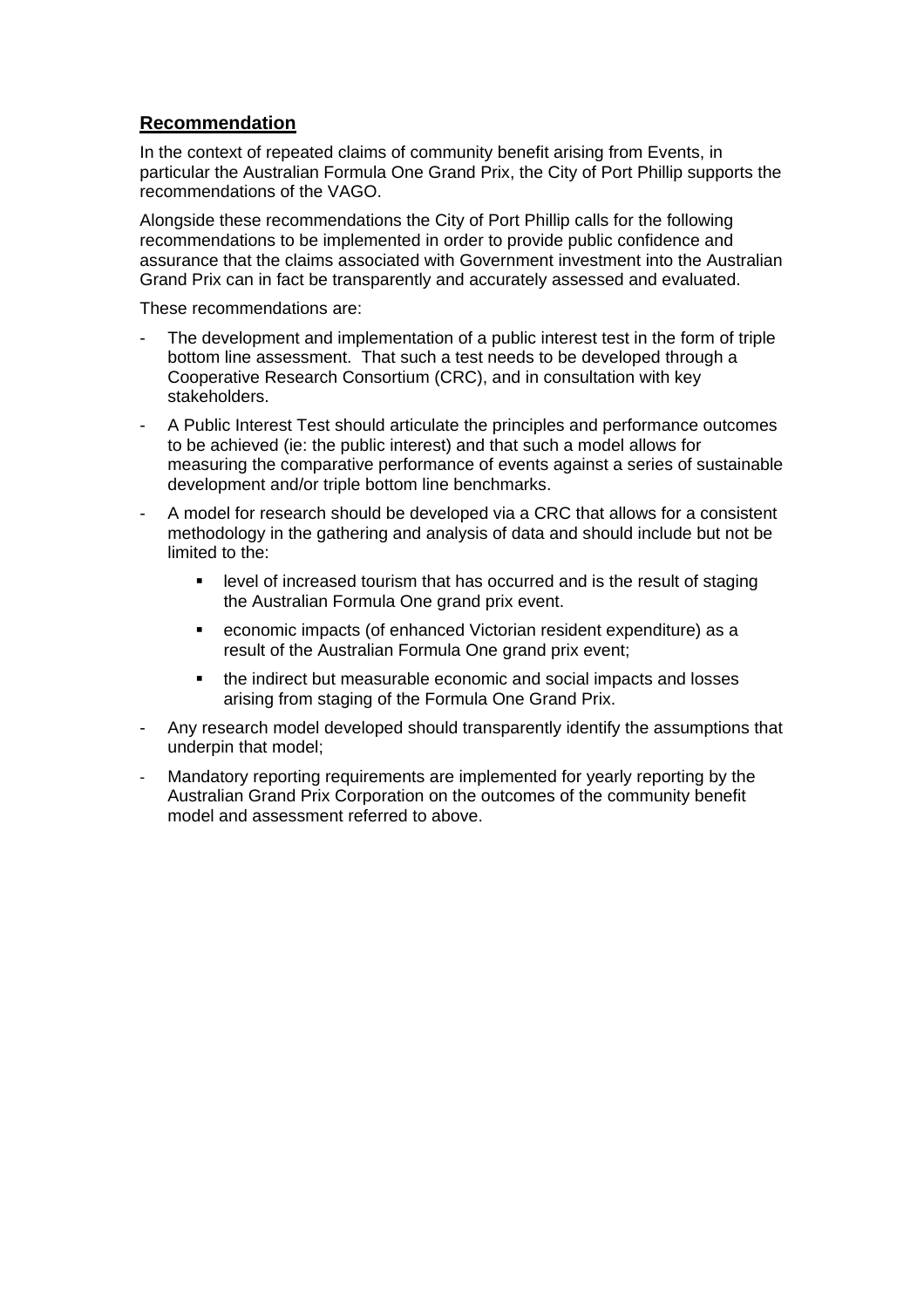## **Recommendation**

In the context of repeated claims of community benefit arising from Events, in particular the Australian Formula One Grand Prix, the City of Port Phillip supports the recommendations of the VAGO.

Alongside these recommendations the City of Port Phillip calls for the following recommendations to be implemented in order to provide public confidence and assurance that the claims associated with Government investment into the Australian Grand Prix can in fact be transparently and accurately assessed and evaluated.

These recommendations are:

- The development and implementation of a public interest test in the form of triple bottom line assessment. That such a test needs to be developed through a Cooperative Research Consortium (CRC), and in consultation with key stakeholders.
- A Public Interest Test should articulate the principles and performance outcomes to be achieved (ie: the public interest) and that such a model allows for measuring the comparative performance of events against a series of sustainable development and/or triple bottom line benchmarks.
- A model for research should be developed via a CRC that allows for a consistent methodology in the gathering and analysis of data and should include but not be limited to the:
  - level of increased tourism that has occurred and is the result of staging the Australian Formula One grand prix event.
  - economic impacts (of enhanced Victorian resident expenditure) as a result of the Australian Formula One grand prix event;
  - the indirect but measurable economic and social impacts and losses arising from staging of the Formula One Grand Prix.
- Any research model developed should transparently identify the assumptions that underpin that model;
- Mandatory reporting requirements are implemented for yearly reporting by the Australian Grand Prix Corporation on the outcomes of the community benefit model and assessment referred to above.